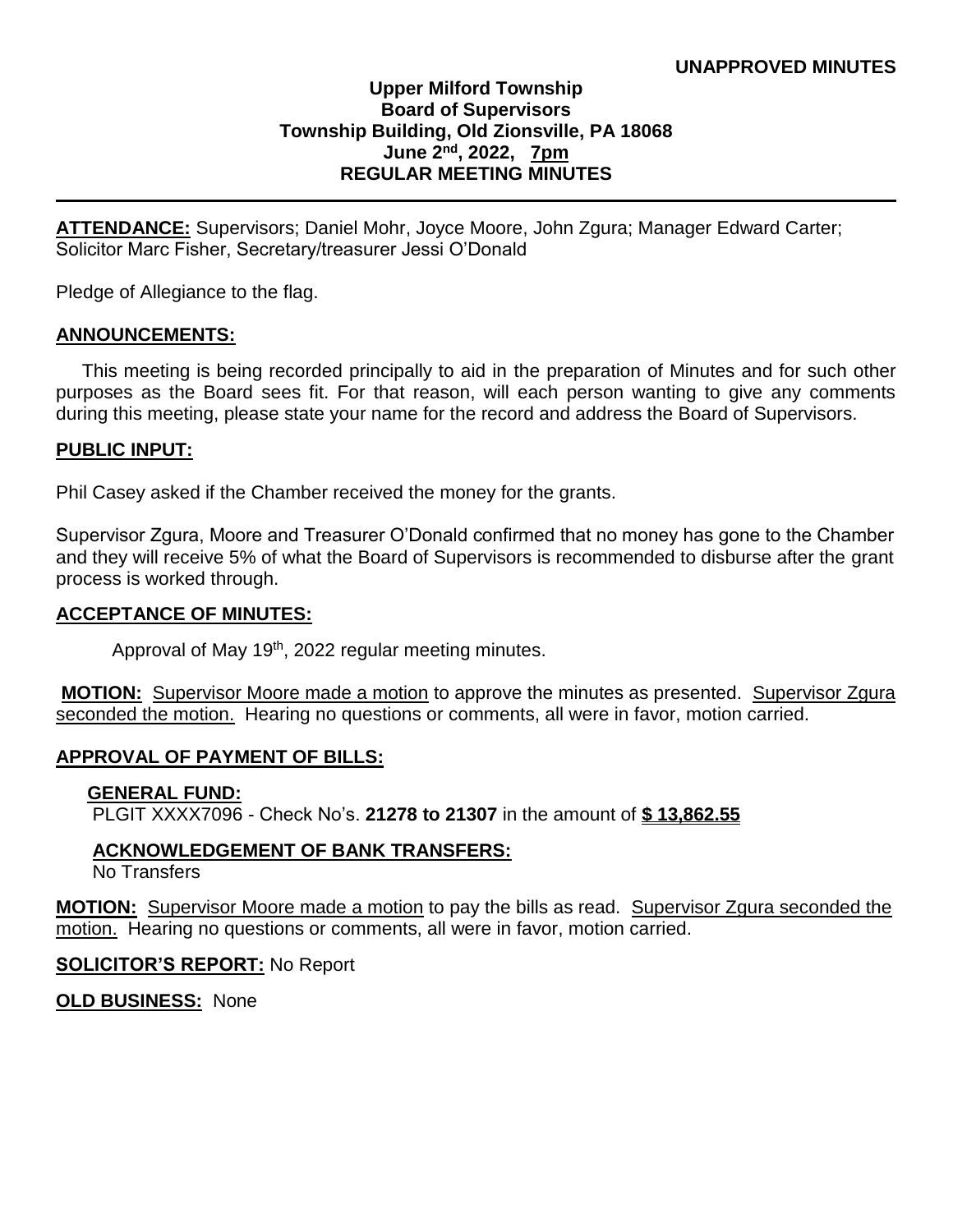**UNAPPROVED MINUTES**

**Upper Milford Township**
**Board of Supervisors**
**Township Building, Old Zionsville, PA 18068**
**June 2nd, 2022, 7pm**
**REGULAR MEETING MINUTES**

---

**ATTENDANCE:** Supervisors; Daniel Mohr, Joyce Moore, John Zgura; Manager Edward Carter; Solicitor Marc Fisher, Secretary/treasurer Jessi O'Donald

Pledge of Allegiance to the flag.

**ANNOUNCEMENTS:**

This meeting is being recorded principally to aid in the preparation of Minutes and for such other purposes as the Board sees fit. For that reason, will each person wanting to give any comments during this meeting, please state your name for the record and address the Board of Supervisors.

**PUBLIC INPUT:**

Phil Casey asked if the Chamber received the money for the grants.

Supervisor Zgura, Moore and Treasurer O'Donald confirmed that no money has gone to the Chamber and they will receive 5% of what the Board of Supervisors is recommended to disburse after the grant process is worked through.

**ACCEPTANCE OF MINUTES:**

Approval of May 19th, 2022 regular meeting minutes.

**MOTION:** Supervisor Moore made a motion to approve the minutes as presented. Supervisor Zgura seconded the motion. Hearing no questions or comments, all were in favor, motion carried.

**APPROVAL OF PAYMENT OF BILLS:**

**GENERAL FUND:**
PLGIT XXXX7096 - Check No's. **21278 to 21307** in the amount of **$ 13,862.55**

**ACKNOWLEDGEMENT OF BANK TRANSFERS:**
No Transfers

**MOTION:** Supervisor Moore made a motion to pay the bills as read. Supervisor Zgura seconded the motion. Hearing no questions or comments, all were in favor, motion carried.

**SOLICITOR'S REPORT:** No Report

**OLD BUSINESS:** None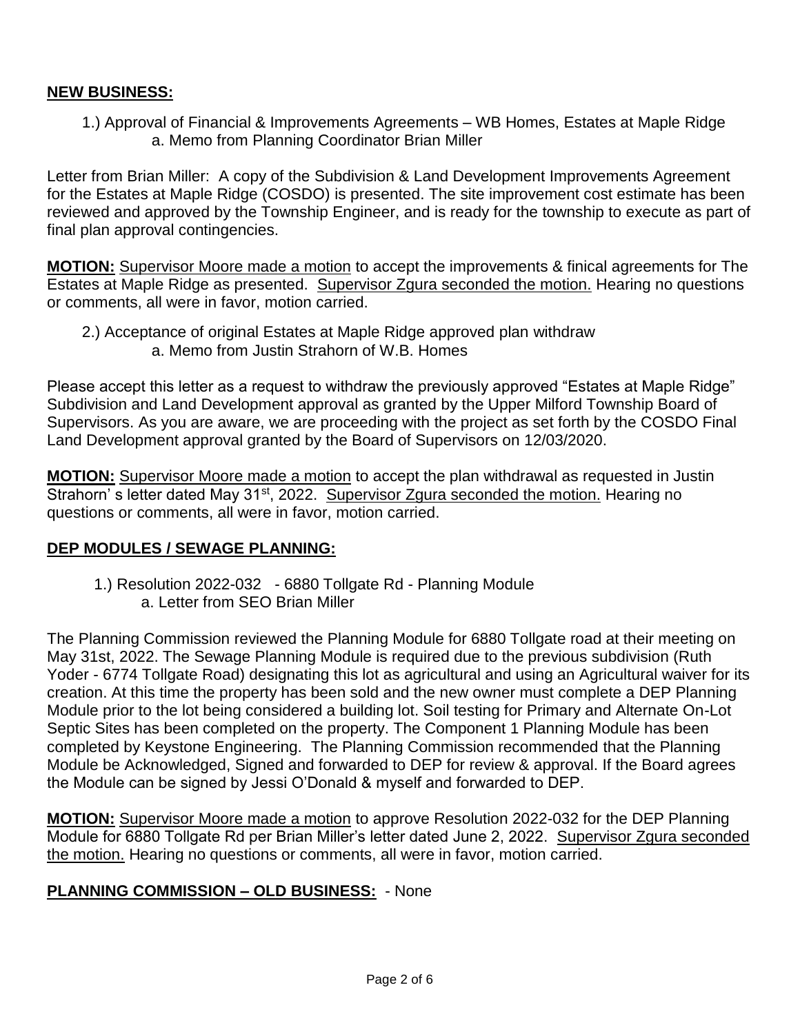## **NEW BUSINESS:**

1.) Approval of Financial & Improvements Agreements – WB Homes, Estates at Maple Ridge
  a. Memo from Planning Coordinator Brian Miller

Letter from Brian Miller: A copy of the Subdivision & Land Development Improvements Agreement for the Estates at Maple Ridge (COSDO) is presented. The site improvement cost estimate has been reviewed and approved by the Township Engineer, and is ready for the township to execute as part of final plan approval contingencies.

**MOTION:** Supervisor Moore made a motion to accept the improvements & finical agreements for The Estates at Maple Ridge as presented. Supervisor Zgura seconded the motion. Hearing no questions or comments, all were in favor, motion carried.

2.) Acceptance of original Estates at Maple Ridge approved plan withdraw
  a. Memo from Justin Strahorn of W.B. Homes

Please accept this letter as a request to withdraw the previously approved "Estates at Maple Ridge" Subdivision and Land Development approval as granted by the Upper Milford Township Board of Supervisors. As you are aware, we are proceeding with the project as set forth by the COSDO Final Land Development approval granted by the Board of Supervisors on 12/03/2020.

**MOTION:** Supervisor Moore made a motion to accept the plan withdrawal as requested in Justin Strahorn' s letter dated May 31st, 2022. Supervisor Zgura seconded the motion. Hearing no questions or comments, all were in favor, motion carried.

## **DEP MODULES / SEWAGE PLANNING:**

1.) Resolution 2022-032 - 6880 Tollgate Rd - Planning Module
  a. Letter from SEO Brian Miller

The Planning Commission reviewed the Planning Module for 6880 Tollgate road at their meeting on May 31st, 2022. The Sewage Planning Module is required due to the previous subdivision (Ruth Yoder - 6774 Tollgate Road) designating this lot as agricultural and using an Agricultural waiver for its creation. At this time the property has been sold and the new owner must complete a DEP Planning Module prior to the lot being considered a building lot. Soil testing for Primary and Alternate On-Lot Septic Sites has been completed on the property. The Component 1 Planning Module has been completed by Keystone Engineering. The Planning Commission recommended that the Planning Module be Acknowledged, Signed and forwarded to DEP for review & approval. If the Board agrees the Module can be signed by Jessi O'Donald & myself and forwarded to DEP.

**MOTION:** Supervisor Moore made a motion to approve Resolution 2022-032 for the DEP Planning Module for 6880 Tollgate Rd per Brian Miller's letter dated June 2, 2022. Supervisor Zgura seconded the motion. Hearing no questions or comments, all were in favor, motion carried.

## **PLANNING COMMISSION – OLD BUSINESS:** - None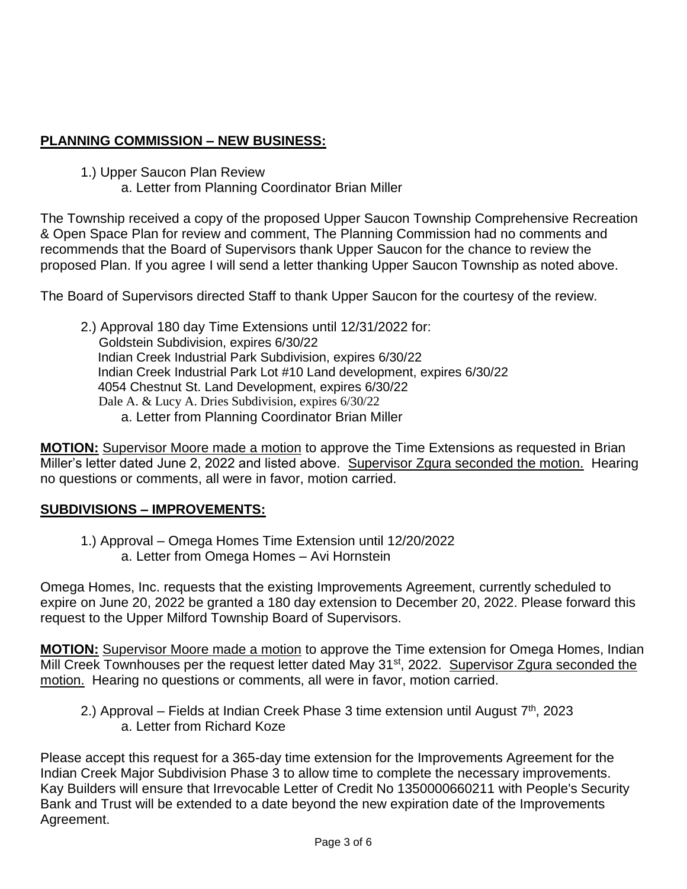## **PLANNING COMMISSION – NEW BUSINESS:**

1.) Upper Saucon Plan Review
    a. Letter from Planning Coordinator Brian Miller

The Township received a copy of the proposed Upper Saucon Township Comprehensive Recreation & Open Space Plan for review and comment, The Planning Commission had no comments and recommends that the Board of Supervisors thank Upper Saucon for the chance to review the proposed Plan. If you agree I will send a letter thanking Upper Saucon Township as noted above.

The Board of Supervisors directed Staff to thank Upper Saucon for the courtesy of the review.

2.) Approval 180 day Time Extensions until 12/31/2022 for:
    Goldstein Subdivision, expires 6/30/22
    Indian Creek Industrial Park Subdivision, expires 6/30/22
    Indian Creek Industrial Park Lot #10 Land development, expires 6/30/22
    4054 Chestnut St. Land Development, expires 6/30/22
    Dale A. & Lucy A. Dries Subdivision, expires 6/30/22
    a. Letter from Planning Coordinator Brian Miller

**MOTION:** Supervisor Moore made a motion to approve the Time Extensions as requested in Brian Miller's letter dated June 2, 2022 and listed above. Supervisor Zgura seconded the motion. Hearing no questions or comments, all were in favor, motion carried.

## **SUBDIVISIONS – IMPROVEMENTS:**

1.) Approval – Omega Homes Time Extension until 12/20/2022
    a. Letter from Omega Homes – Avi Hornstein

Omega Homes, Inc. requests that the existing Improvements Agreement, currently scheduled to expire on June 20, 2022 be granted a 180 day extension to December 20, 2022. Please forward this request to the Upper Milford Township Board of Supervisors.

**MOTION:** Supervisor Moore made a motion to approve the Time extension for Omega Homes, Indian Mill Creek Townhouses per the request letter dated May 31st, 2022. Supervisor Zgura seconded the motion. Hearing no questions or comments, all were in favor, motion carried.

2.) Approval – Fields at Indian Creek Phase 3 time extension until August 7th, 2023
    a. Letter from Richard Koze

Please accept this request for a 365-day time extension for the Improvements Agreement for the Indian Creek Major Subdivision Phase 3 to allow time to complete the necessary improvements. Kay Builders will ensure that Irrevocable Letter of Credit No 1350000660211 with People's Security Bank and Trust will be extended to a date beyond the new expiration date of the Improvements Agreement.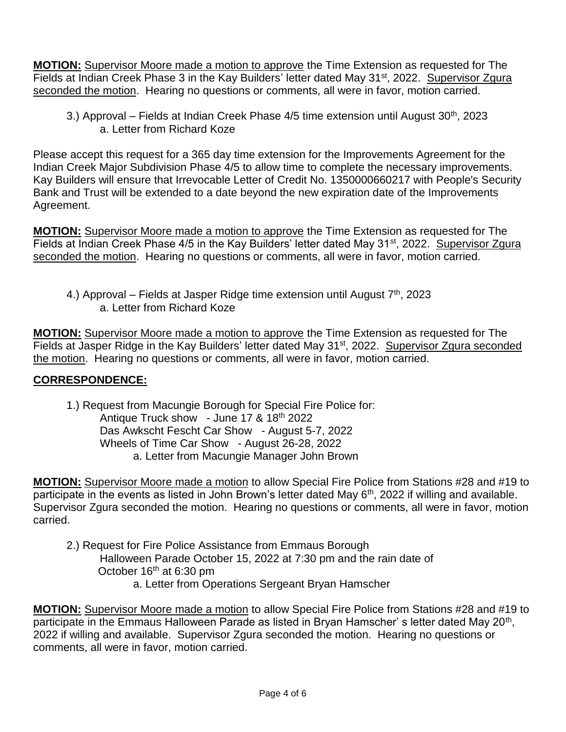**MOTION:** <u>Supervisor Moore made a motion to approve</u> the Time Extension as requested for The Fields at Indian Creek Phase 3 in the Kay Builders' letter dated May 31st, 2022. <u>Supervisor Zgura seconded the motion</u>. Hearing no questions or comments, all were in favor, motion carried.

3.) Approval – Fields at Indian Creek Phase 4/5 time extension until August 30th, 2023
    a. Letter from Richard Koze

Please accept this request for a 365 day time extension for the Improvements Agreement for the Indian Creek Major Subdivision Phase 4/5 to allow time to complete the necessary improvements. Kay Builders will ensure that Irrevocable Letter of Credit No. 1350000660217 with People's Security Bank and Trust will be extended to a date beyond the new expiration date of the Improvements Agreement.

**MOTION:** <u>Supervisor Moore made a motion to approve</u> the Time Extension as requested for The Fields at Indian Creek Phase 4/5 in the Kay Builders' letter dated May 31st, 2022. <u>Supervisor Zgura seconded the motion</u>. Hearing no questions or comments, all were in favor, motion carried.

4.) Approval – Fields at Jasper Ridge time extension until August 7th, 2023
    a. Letter from Richard Koze

**MOTION:** <u>Supervisor Moore made a motion to approve</u> the Time Extension as requested for The Fields at Jasper Ridge in the Kay Builders' letter dated May 31st, 2022. <u>Supervisor Zgura seconded the motion</u>. Hearing no questions or comments, all were in favor, motion carried.

## CORRESPONDENCE:

1.) Request from Macungie Borough for Special Fire Police for:
    Antique Truck show - June 17 & 18th 2022
    Das Awkscht Fescht Car Show - August 5-7, 2022
    Wheels of Time Car Show - August 26-28, 2022
        a. Letter from Macungie Manager John Brown

**MOTION:** <u>Supervisor Moore made a motion</u> to allow Special Fire Police from Stations #28 and #19 to participate in the events as listed in John Brown's letter dated May 6th, 2022 if willing and available. Supervisor Zgura seconded the motion. Hearing no questions or comments, all were in favor, motion carried.

2.) Request for Fire Police Assistance from Emmaus Borough
    Halloween Parade October 15, 2022 at 7:30 pm and the rain date of October 16th at 6:30 pm
        a. Letter from Operations Sergeant Bryan Hamscher

**MOTION:** <u>Supervisor Moore made a motion</u> to allow Special Fire Police from Stations #28 and #19 to participate in the Emmaus Halloween Parade as listed in Bryan Hamscher' s letter dated May 20th, 2022 if willing and available. Supervisor Zgura seconded the motion. Hearing no questions or comments, all were in favor, motion carried.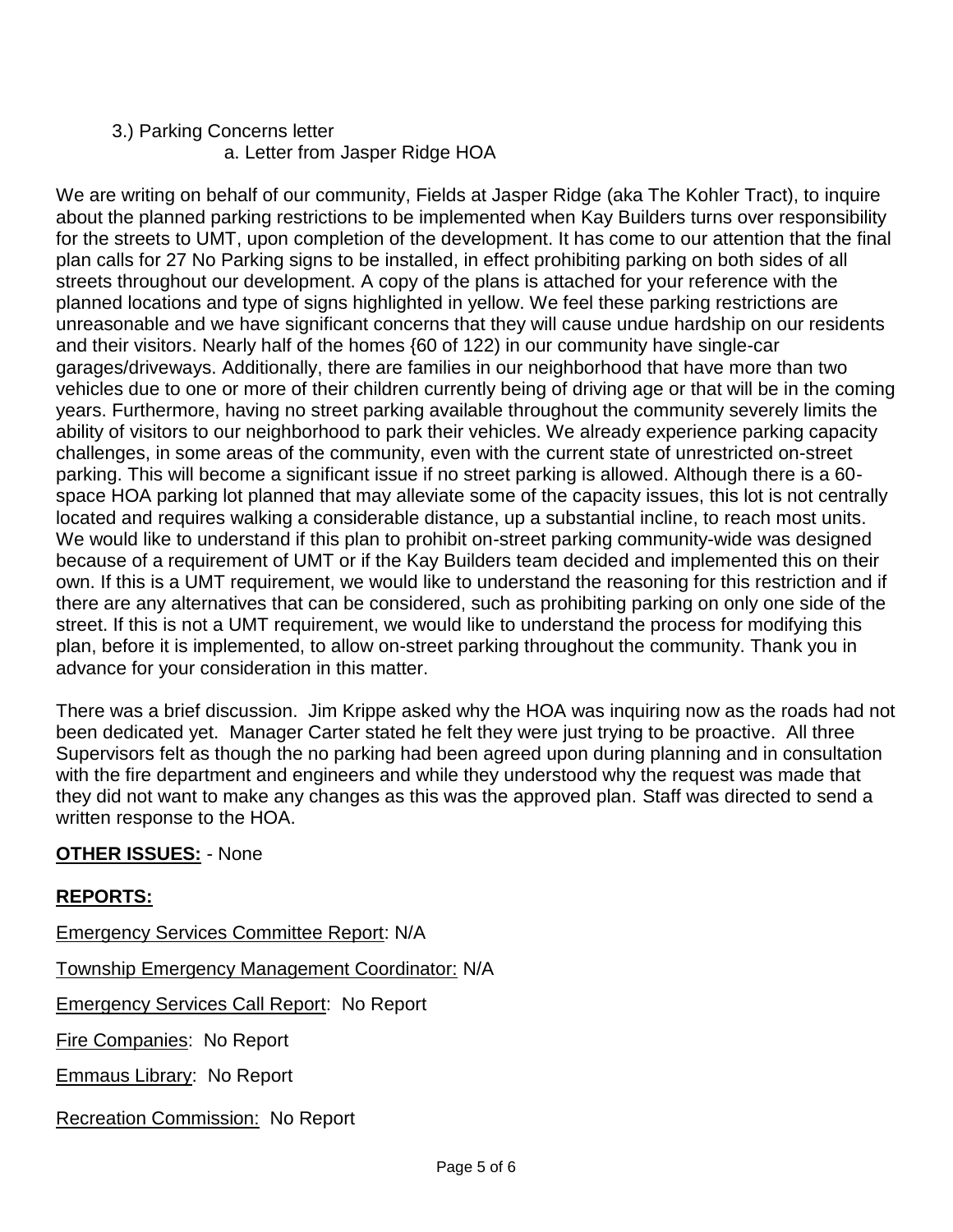3.) Parking Concerns letter

a. Letter from Jasper Ridge HOA

We are writing on behalf of our community, Fields at Jasper Ridge (aka The Kohler Tract), to inquire about the planned parking restrictions to be implemented when Kay Builders turns over responsibility for the streets to UMT, upon completion of the development. It has come to our attention that the final plan calls for 27 No Parking signs to be installed, in effect prohibiting parking on both sides of all streets throughout our development. A copy of the plans is attached for your reference with the planned locations and type of signs highlighted in yellow. We feel these parking restrictions are unreasonable and we have significant concerns that they will cause undue hardship on our residents and their visitors. Nearly half of the homes {60 of 122) in our community have single-car garages/driveways. Additionally, there are families in our neighborhood that have more than two vehicles due to one or more of their children currently being of driving age or that will be in the coming years. Furthermore, having no street parking available throughout the community severely limits the ability of visitors to our neighborhood to park their vehicles. We already experience parking capacity challenges, in some areas of the community, even with the current state of unrestricted on-street parking. This will become a significant issue if no street parking is allowed. Although there is a 60-space HOA parking lot planned that may alleviate some of the capacity issues, this lot is not centrally located and requires walking a considerable distance, up a substantial incline, to reach most units. We would like to understand if this plan to prohibit on-street parking community-wide was designed because of a requirement of UMT or if the Kay Builders team decided and implemented this on their own. If this is a UMT requirement, we would like to understand the reasoning for this restriction and if there are any alternatives that can be considered, such as prohibiting parking on only one side of the street. If this is not a UMT requirement, we would like to understand the process for modifying this plan, before it is implemented, to allow on-street parking throughout the community. Thank you in advance for your consideration in this matter.

There was a brief discussion. Jim Krippe asked why the HOA was inquiring now as the roads had not been dedicated yet. Manager Carter stated he felt they were just trying to be proactive. All three Supervisors felt as though the no parking had been agreed upon during planning and in consultation with the fire department and engineers and while they understood why the request was made that they did not want to make any changes as this was the approved plan. Staff was directed to send a written response to the HOA.

**OTHER ISSUES:** - None

**REPORTS:**

Emergency Services Committee Report: N/A

Township Emergency Management Coordinator: N/A

Emergency Services Call Report: No Report

Fire Companies: No Report

Emmaus Library: No Report

Recreation Commission: No Report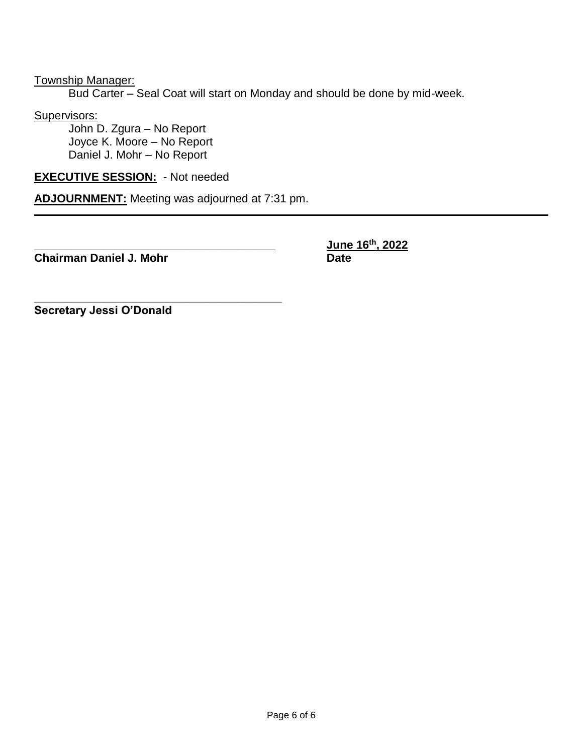Township Manager:

Bud Carter – Seal Coat will start on Monday and should be done by mid-week.

Supervisors:

John D. Zgura – No Report
Joyce K. Moore – No Report
Daniel J. Mohr – No Report

**EXECUTIVE SESSION:** - Not needed

**ADJOURNMENT:** Meeting was adjourned at 7:31 pm.

---

\_\_\_\_\_\_\_\_\_\_\_\_\_\_\_\_\_\_\_\_\_\_\_\_\_\_\_\_\_\_\_\_\_\_\_\_\_\_\_\_ **June 16th, 2022**
**Chairman Daniel J. Mohr** **Date**

\_\_\_\_\_\_\_\_\_\_\_\_\_\_\_\_\_\_\_\_\_\_\_\_\_\_\_\_\_\_\_\_\_\_\_\_\_\_\_\_
**Secretary Jessi O'Donald**